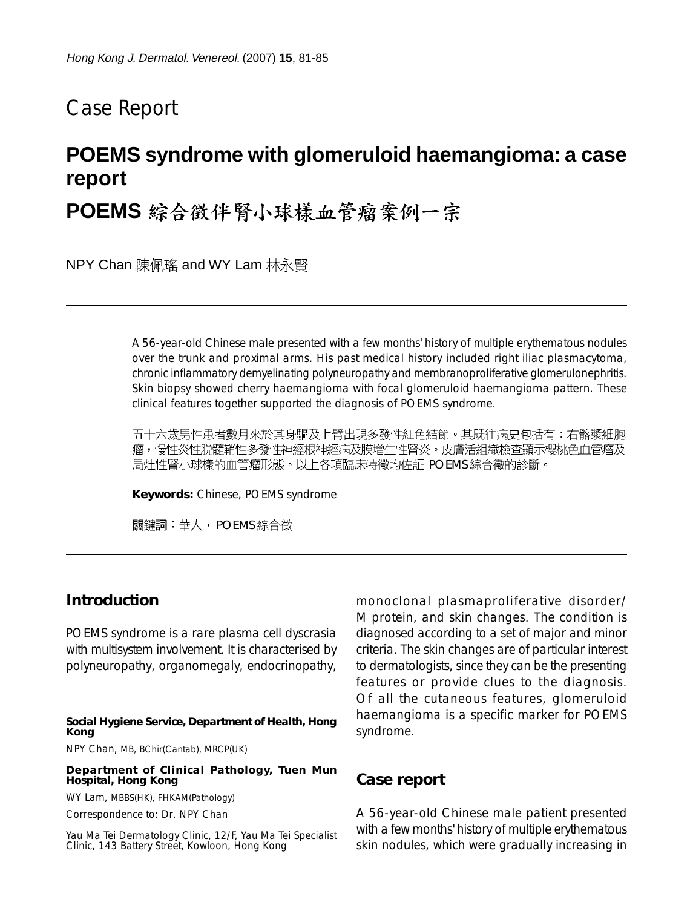Case Report

# POEMS syndrome with glomeruloid haemangioma: a case report

# POEMS 綜合徵伴腎小球樣血管瘤案例一宗

NPY Chan 陳佩瑤 and WY Lam 林永賢

A 56-year-old Chinese male presented with a few months' history of multiple erythematous nodules over the trunk and proximal arms. His past medical history included right iliac plasmacytoma, chronic inflammatory demyelinating polyneuropathy and membranoproliferative glomerulonephritis. Skin biopsy showed cherry haemangioma with focal glomeruloid haemangioma pattern. These clinical features together supported the diagnosis of POEMS syndrome.

五十六歲男性患者數月來於其身軀及上臂出現多發性紅色結節。其既往病史包括有：右髂漿細胞瘤，慢性炎性脫髓鞘性多發性神經根神經病及膜增生性腎炎。皮膚活組織檢查顯示櫻桃色血管瘤及局灶性腎小球樣的血管瘤形態。以上各項臨床特徵均佐証 POEMS 綜合徵的診斷。

**Keywords:** Chinese, POEMS syndrome

**關鍵詞**：華人，POEMS 綜合徵

## Introduction

POEMS syndrome is a rare plasma cell dyscrasia with multisystem involvement. It is characterised by polyneuropathy, organomegaly, endocrinopathy, monoclonal plasmaproliferative disorder/M protein, and skin changes. The condition is diagnosed according to a set of major and minor criteria. The skin changes are of particular interest to dermatologists, since they can be the presenting features or provide clues to the diagnosis. Of all the cutaneous features, glomeruloid haemangioma is a specific marker for POEMS syndrome.

**Social Hygiene Service, Department of Health, Hong Kong**

NPY Chan, MB, BChir(Cantab), MRCP(UK)

**Department of Clinical Pathology, Tuen Mun Hospital, Hong Kong**

WY Lam, MBBS(HK), FHKAM(Pathology)

Correspondence to: Dr. NPY Chan

Yau Ma Tei Dermatology Clinic, 12/F, Yau Ma Tei Specialist Clinic, 143 Battery Street, Kowloon, Hong Kong

## Case report

A 56-year-old Chinese male patient presented with a few months' history of multiple erythematous skin nodules, which were gradually increasing in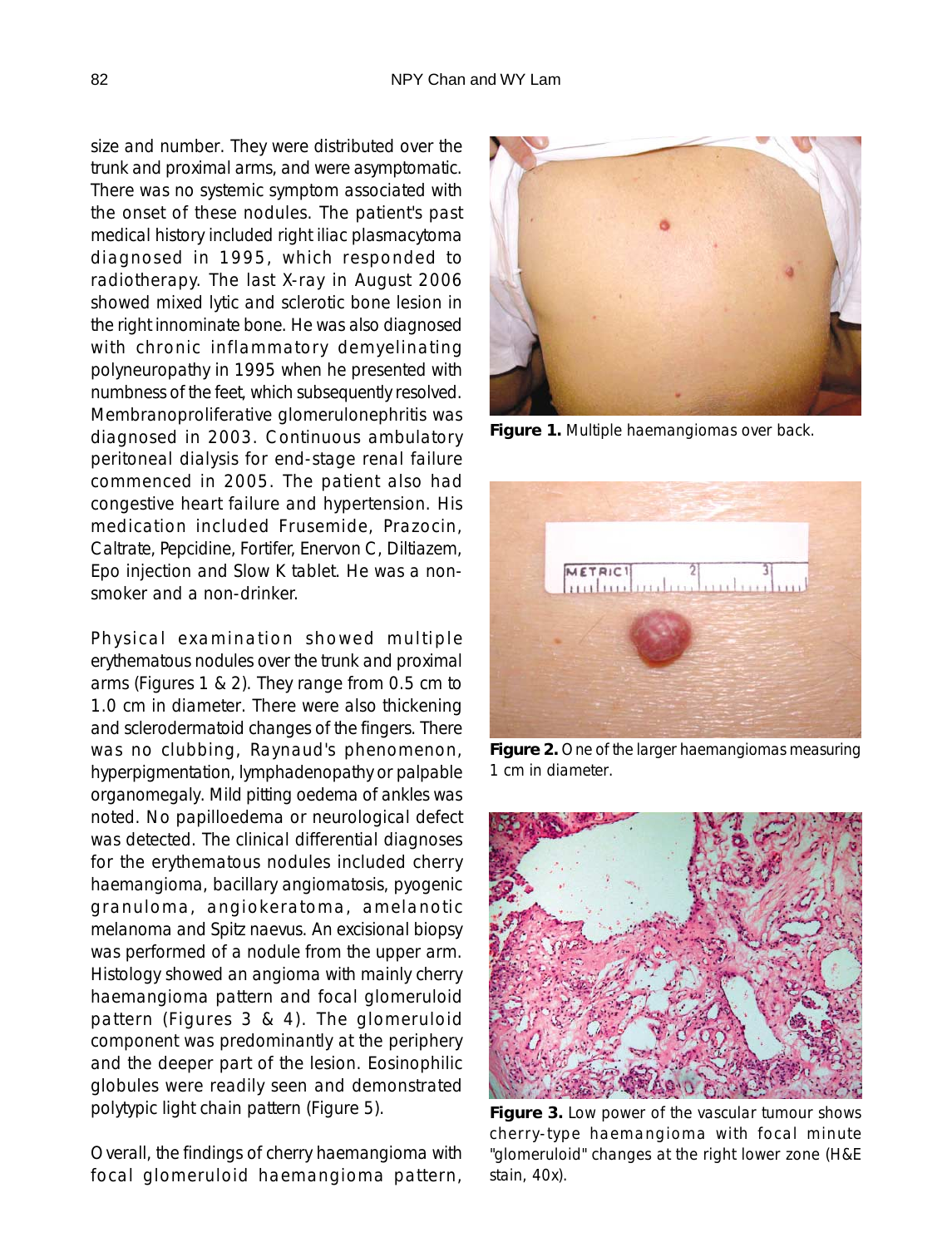size and number. They were distributed over the trunk and proximal arms, and were asymptomatic. There was no systemic symptom associated with the onset of these nodules. The patient's past medical history included right iliac plasmacytoma diagnosed in 1995, which responded to radiotherapy. The last X-ray in August 2006 showed mixed lytic and sclerotic bone lesion in the right innominate bone. He was also diagnosed with chronic inflammatory demyelinating polyneuropathy in 1995 when he presented with numbness of the feet, which subsequently resolved. Membranoproliferative glomerulonephritis was diagnosed in 2003. Continuous ambulatory peritoneal dialysis for end-stage renal failure commenced in 2005. The patient also had congestive heart failure and hypertension. His medication included Frusemide, Prazocin, Caltrate, Pepcidine, Fortifer, Enervon C, Diltiazem, Epo injection and Slow K tablet. He was a non-smoker and a non-drinker.

Physical examination showed multiple erythematous nodules over the trunk and proximal arms (Figures 1 & 2). They range from 0.5 cm to 1.0 cm in diameter. There were also thickening and sclerodermatoid changes of the fingers. There was no clubbing, Raynaud's phenomenon, hyperpigmentation, lymphadenopathy or palpable organomegaly. Mild pitting oedema of ankles was noted. No papilloedema or neurological defect was detected. The clinical differential diagnoses for the erythematous nodules included cherry haemangioma, bacillary angiomatosis, pyogenic granuloma, angiokeratoma, amelanotic melanoma and Spitz naevus. An excisional biopsy was performed of a nodule from the upper arm. Histology showed an angioma with mainly cherry haemangioma pattern and focal glomeruloid pattern (Figures 3 & 4). The glomeruloid component was predominantly at the periphery and the deeper part of the lesion. Eosinophilic globules were readily seen and demonstrated polytypic light chain pattern (Figure 5).

Overall, the findings of cherry haemangioma with focal glomeruloid haemangioma pattern,

**Figure 1.** Multiple haemangiomas over back.

**Figure 2.** One of the larger haemangiomas measuring 1 cm in diameter.

**Figure 3.** Low power of the vascular tumour shows cherry-type haemangioma with focal minute "glomeruloid" changes at the right lower zone (H&E stain, 40x).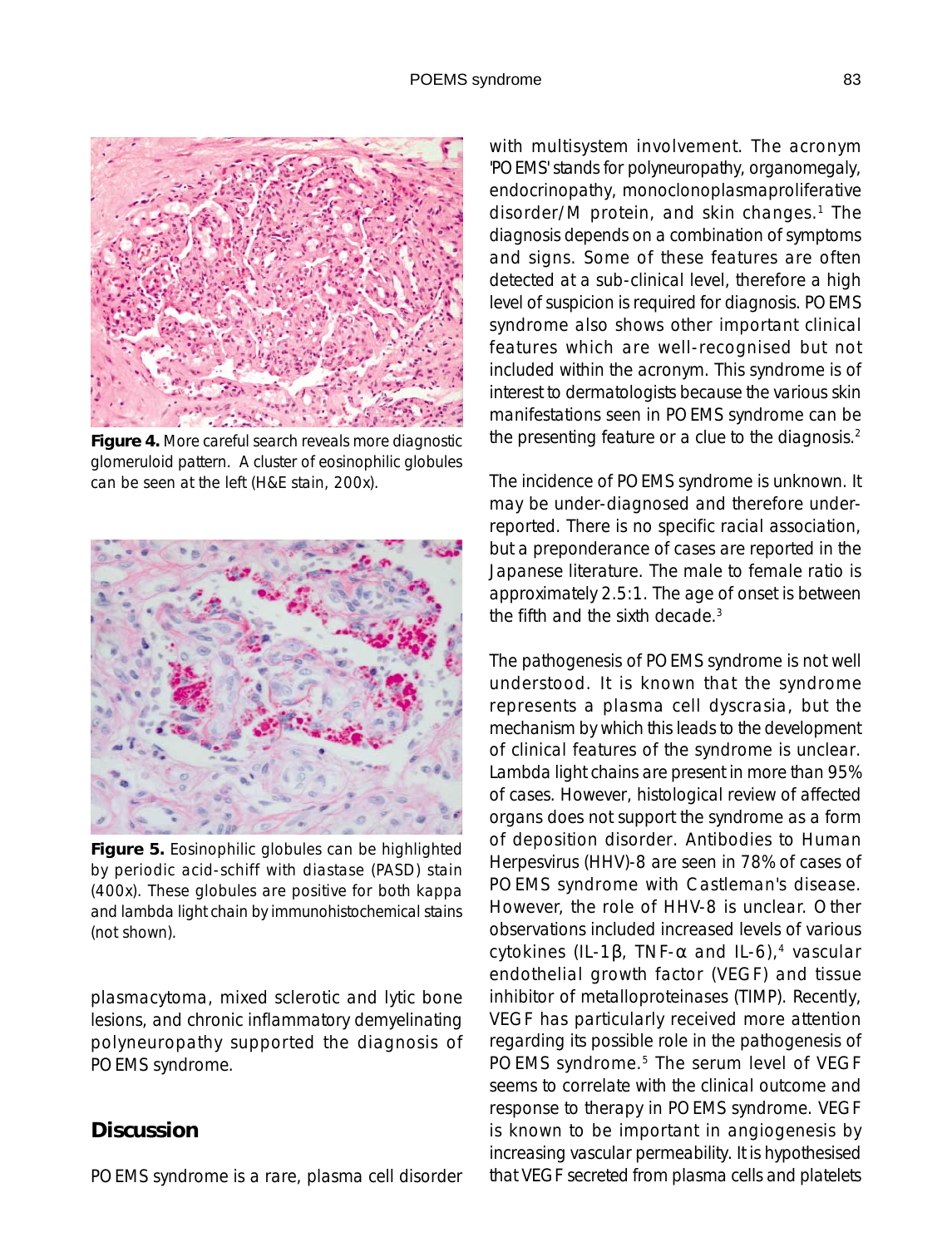**Figure 4.** More careful search reveals more diagnostic glomeruloid pattern. A cluster of eosinophilic globules can be seen at the left (H&E stain, 200x).

**Figure 5.** Eosinophilic globules can be highlighted by periodic acid-schiff with diastase (PASD) stain (400x). These globules are positive for both kappa and lambda light chain by immunohistochemical stains (not shown).

plasmacytoma, mixed sclerotic and lytic bone lesions, and chronic inflammatory demyelinating polyneuropathy supported the diagnosis of POEMS syndrome.

## Discussion

POEMS syndrome is a rare, plasma cell disorder with multisystem involvement. The acronym 'POEMS' stands for polyneuropathy, organomegaly, endocrinopathy, monoclonoplasmaproliferative disorder/M protein, and skin changes.[1] The diagnosis depends on a combination of symptoms and signs. Some of these features are often detected at a sub-clinical level, therefore a high level of suspicion is required for diagnosis. POEMS syndrome also shows other important clinical features which are well-recognised but not included within the acronym. This syndrome is of interest to dermatologists because the various skin manifestations seen in POEMS syndrome can be the presenting feature or a clue to the diagnosis.[2]

The incidence of POEMS syndrome is unknown. It may be under-diagnosed and therefore under-reported. There is no specific racial association, but a preponderance of cases are reported in the Japanese literature. The male to female ratio is approximately 2.5:1. The age of onset is between the fifth and the sixth decade.[3]

The pathogenesis of POEMS syndrome is not well understood. It is known that the syndrome represents a plasma cell dyscrasia, but the mechanism by which this leads to the development of clinical features of the syndrome is unclear. Lambda light chains are present in more than 95% of cases. However, histological review of affected organs does not support the syndrome as a form of deposition disorder. Antibodies to Human Herpesvirus (HHV)-8 are seen in 78% of cases of POEMS syndrome with Castleman's disease. However, the role of HHV-8 is unclear. Other observations included increased levels of various cytokines (IL-1β, TNF-α and IL-6),[4] vascular endothelial growth factor (VEGF) and tissue inhibitor of metalloproteinases (TIMP). Recently, VEGF has particularly received more attention regarding its possible role in the pathogenesis of POEMS syndrome.[5] The serum level of VEGF seems to correlate with the clinical outcome and response to therapy in POEMS syndrome. VEGF is known to be important in angiogenesis by increasing vascular permeability. It is hypothesised that VEGF secreted from plasma cells and platelets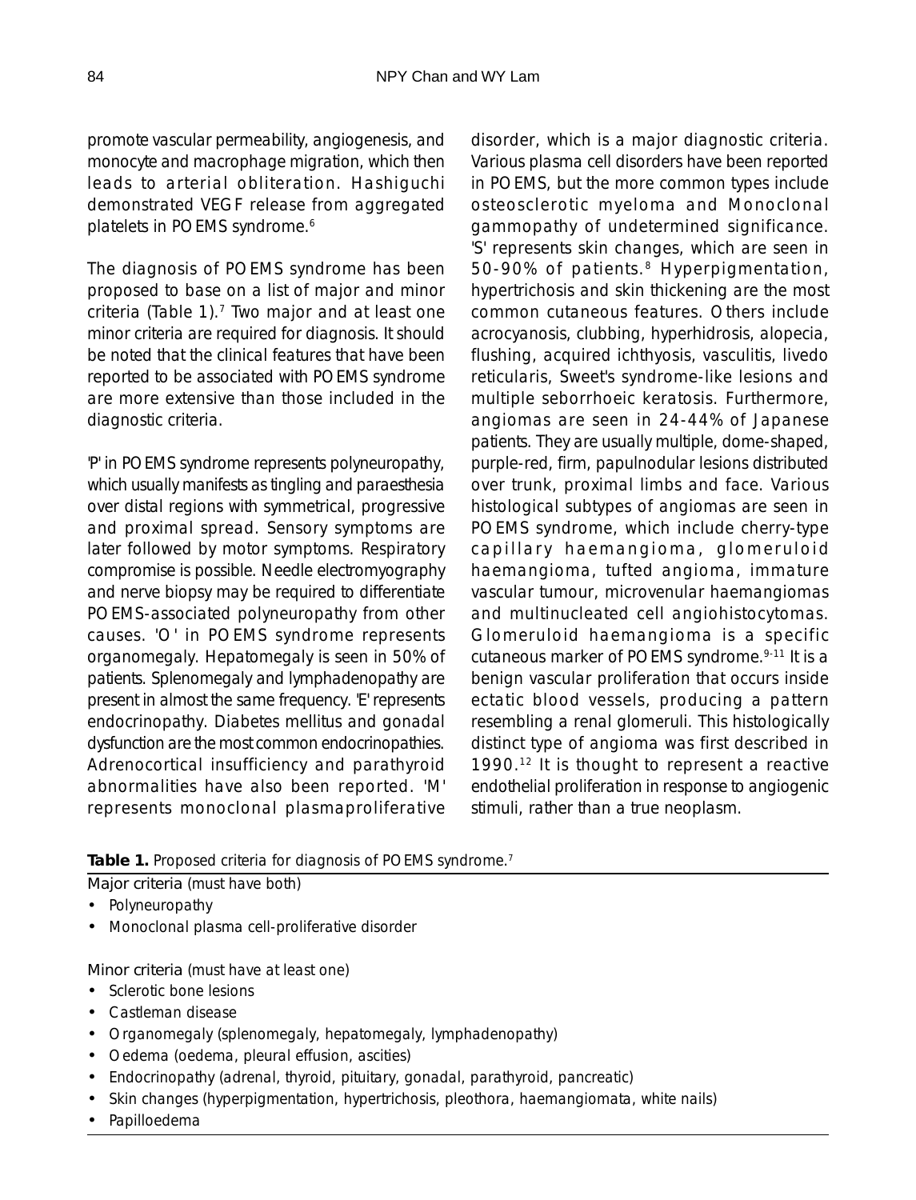promote vascular permeability, angiogenesis, and monocyte and macrophage migration, which then leads to arterial obliteration. Hashiguchi demonstrated VEGF release from aggregated platelets in POEMS syndrome.[6]

The diagnosis of POEMS syndrome has been proposed to base on a list of major and minor criteria (Table 1).[7] Two major and at least one minor criteria are required for diagnosis. It should be noted that the clinical features that have been reported to be associated with POEMS syndrome are more extensive than those included in the diagnostic criteria.

'P' in POEMS syndrome represents polyneuropathy, which usually manifests as tingling and paraesthesia over distal regions with symmetrical, progressive and proximal spread. Sensory symptoms are later followed by motor symptoms. Respiratory compromise is possible. Needle electromyography and nerve biopsy may be required to differentiate POEMS-associated polyneuropathy from other causes. 'O' in POEMS syndrome represents organomegaly. Hepatomegaly is seen in 50% of patients. Splenomegaly and lymphadenopathy are present in almost the same frequency. 'E' represents endocrinopathy. Diabetes mellitus and gonadal dysfunction are the most common endocrinopathies. Adrenocortical insufficiency and parathyroid abnormalities have also been reported. 'M' represents monoclonal plasmaproliferative disorder, which is a major diagnostic criteria. Various plasma cell disorders have been reported in POEMS, but the more common types include osteosclerotic myeloma and Monoclonal gammopathy of undetermined significance. 'S' represents skin changes, which are seen in 50-90% of patients.[8] Hyperpigmentation, hypertrichosis and skin thickening are the most common cutaneous features. Others include acrocyanosis, clubbing, hyperhidrosis, alopecia, flushing, acquired ichthyosis, vasculitis, livedo reticularis, Sweet's syndrome-like lesions and multiple seborrhoeic keratosis. Furthermore, angiomas are seen in 24-44% of Japanese patients. They are usually multiple, dome-shaped, purple-red, firm, papulnodular lesions distributed over trunk, proximal limbs and face. Various histological subtypes of angiomas are seen in POEMS syndrome, which include cherry-type capillary haemangioma, glomeruloid haemangioma, tufted angioma, immature vascular tumour, microvenular haemangiomas and multinucleated cell angiohistocytomas. Glomeruloid haemangioma is a specific cutaneous marker of POEMS syndrome.[9-11] It is a benign vascular proliferation that occurs inside ectatic blood vessels, producing a pattern resembling a renal glomeruli. This histologically distinct type of angioma was first described in 1990.[12] It is thought to represent a reactive endothelial proliferation in response to angiogenic stimuli, rather than a true neoplasm.

**Table 1.** Proposed criteria for diagnosis of POEMS syndrome.[7]

Major criteria (must have both)

- Polyneuropathy
- Monoclonal plasma cell-proliferative disorder

Minor criteria (must have at least one)

- Sclerotic bone lesions
- Castleman disease
- Organomegaly (splenomegaly, hepatomegaly, lymphadenopathy)
- Oedema (oedema, pleural effusion, ascities)
- Endocrinopathy (adrenal, thyroid, pituitary, gonadal, parathyroid, pancreatic)
- Skin changes (hyperpigmentation, hypertrichosis, pleothora, haemangiomata, white nails)
- Papilloedema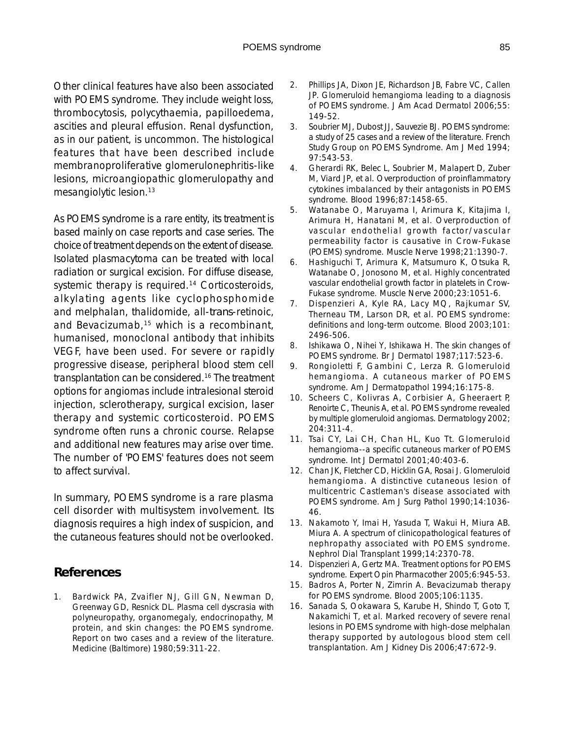Other clinical features have also been associated with POEMS syndrome. They include weight loss, thrombocytosis, polycythaemia, papilloedema, ascities and pleural effusion. Renal dysfunction, as in our patient, is uncommon. The histological features that have been described include membranoproliferative glomerulonephritis-like lesions, microangiopathic glomerulopathy and mesangiolytic lesion.[13]

As POEMS syndrome is a rare entity, its treatment is based mainly on case reports and case series. The choice of treatment depends on the extent of disease. Isolated plasmacytoma can be treated with local radiation or surgical excision. For diffuse disease, systemic therapy is required.[14] Corticosteroids, alkylating agents like cyclophosphomide and melphalan, thalidomide, all-trans-retinoic, and Bevacizumab,[15] which is a recombinant, humanised, monoclonal antibody that inhibits VEGF, have been used. For severe or rapidly progressive disease, peripheral blood stem cell transplantation can be considered.[16] The treatment options for angiomas include intralesional steroid injection, sclerotherapy, surgical excision, laser therapy and systemic corticosteroid. POEMS syndrome often runs a chronic course. Relapse and additional new features may arise over time. The number of 'POEMS' features does not seem to affect survival.

In summary, POEMS syndrome is a rare plasma cell disorder with multisystem involvement. Its diagnosis requires a high index of suspicion, and the cutaneous features should not be overlooked.

## References

1. Bardwick PA, Zvaifler NJ, Gill GN, Newman D, Greenway GD, Resnick DL. Plasma cell dyscrasia with polyneuropathy, organomegaly, endocrinopathy, M protein, and skin changes: the POEMS syndrome. Report on two cases and a review of the literature. Medicine (Baltimore) 1980;59:311-22.
2. Phillips JA, Dixon JE, Richardson JB, Fabre VC, Callen JP. Glomeruloid hemangioma leading to a diagnosis of POEMS syndrome. J Am Acad Dermatol 2006;55: 149-52.
3. Soubrier MJ, Dubost JJ, Sauvezie BJ. POEMS syndrome: a study of 25 cases and a review of the literature. French Study Group on POEMS Syndrome. Am J Med 1994; 97:543-53.
4. Gherardi RK, Belec L, Soubrier M, Malapert D, Zuber M, Viard JP, et al. Overproduction of proinflammatory cytokines imbalanced by their antagonists in POEMS syndrome. Blood 1996;87:1458-65.
5. Watanabe O, Maruyama I, Arimura K, Kitajima I, Arimura H, Hanatani M, et al. Overproduction of vascular endothelial growth factor/vascular permeability factor is causative in Crow-Fukase (POEMS) syndrome. Muscle Nerve 1998;21:1390-7.
6. Hashiguchi T, Arimura K, Matsumuro K, Otsuka R, Watanabe O, Jonosono M, et al. Highly concentrated vascular endothelial growth factor in platelets in Crow-Fukase syndrome. Muscle Nerve 2000;23:1051-6.
7. Dispenzieri A, Kyle RA, Lacy MQ, Rajkumar SV, Therneau TM, Larson DR, et al. POEMS syndrome: definitions and long-term outcome. Blood 2003;101: 2496-506.
8. Ishikawa O, Nihei Y, Ishikawa H. The skin changes of POEMS syndrome. Br J Dermatol 1987;117:523-6.
9. Rongioletti F, Gambini C, Lerza R. Glomeruloid hemangioma. A cutaneous marker of POEMS syndrome. Am J Dermatopathol 1994;16:175-8.
10. Scheers C, Kolivras A, Corbisier A, Gheeraert P, Renoirte C, Theunis A, et al. POEMS syndrome revealed by multiple glomeruloid angiomas. Dermatology 2002; 204:311-4.
11. Tsai CY, Lai CH, Chan HL, Kuo Tt. Glomeruloid hemangioma--a specific cutaneous marker of POEMS syndrome. Int J Dermatol 2001;40:403-6.
12. Chan JK, Fletcher CD, Hicklin GA, Rosai J. Glomeruloid hemangioma. A distinctive cutaneous lesion of multicentric Castleman's disease associated with POEMS syndrome. Am J Surg Pathol 1990;14:1036-46.
13. Nakamoto Y, Imai H, Yasuda T, Wakui H, Miura AB. Miura A. A spectrum of clinicopathological features of nephropathy associated with POEMS syndrome. Nephrol Dial Transplant 1999;14:2370-78.
14. Dispenzieri A, Gertz MA. Treatment options for POEMS syndrome. Expert Opin Pharmacother 2005;6:945-53.
15. Badros A, Porter N, Zimrin A. Bevacizumab therapy for POEMS syndrome. Blood 2005;106:1135.
16. Sanada S, Ookawara S, Karube H, Shindo T, Goto T, Nakamichi T, et al. Marked recovery of severe renal lesions in POEMS syndrome with high-dose melphalan therapy supported by autologous blood stem cell transplantation. Am J Kidney Dis 2006;47:672-9.